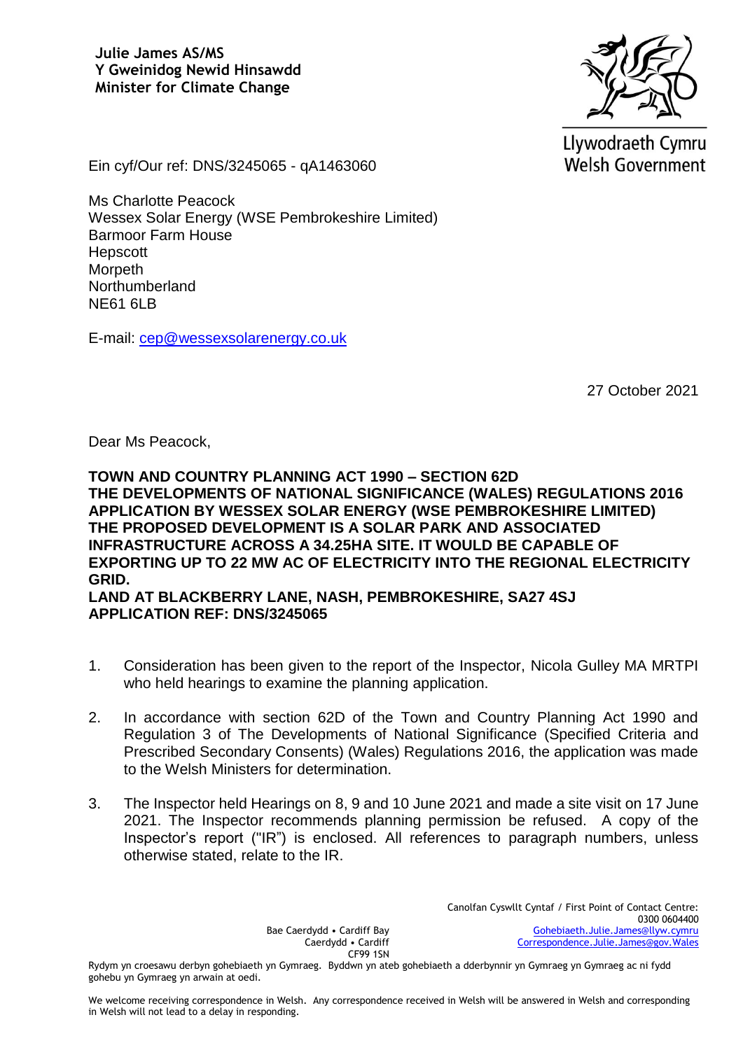**Julie James AS/MS**
**Y Gweinidog Newid Hinsawdd**
**Minister for Climate Change**

Llywodraeth Cymru
Welsh Government

Ein cyf/Our ref: DNS/3245065 - qA1463060

Ms Charlotte Peacock
Wessex Solar Energy (WSE Pembrokeshire Limited)
Barmoor Farm House
Hepscott
Morpeth
Northumberland
NE61 6LB

E-mail: cep@wessexsolarenergy.co.uk

27 October 2021

Dear Ms Peacock,

**TOWN AND COUNTRY PLANNING ACT 1990 – SECTION 62D**
**THE DEVELOPMENTS OF NATIONAL SIGNIFICANCE (WALES) REGULATIONS 2016**
**APPLICATION BY WESSEX SOLAR ENERGY (WSE PEMBROKESHIRE LIMITED)**
**THE PROPOSED DEVELOPMENT IS A SOLAR PARK AND ASSOCIATED INFRASTRUCTURE ACROSS A 34.25HA SITE. IT WOULD BE CAPABLE OF EXPORTING UP TO 22 MW AC OF ELECTRICITY INTO THE REGIONAL ELECTRICITY GRID.**
**LAND AT BLACKBERRY LANE, NASH, PEMBROKESHIRE, SA27 4SJ**
**APPLICATION REF: DNS/3245065**

1. Consideration has been given to the report of the Inspector, Nicola Gulley MA MRTPI who held hearings to examine the planning application.

2. In accordance with section 62D of the Town and Country Planning Act 1990 and Regulation 3 of The Developments of National Significance (Specified Criteria and Prescribed Secondary Consents) (Wales) Regulations 2016, the application was made to the Welsh Ministers for determination.

3. The Inspector held Hearings on 8, 9 and 10 June 2021 and made a site visit on 17 June 2021. The Inspector recommends planning permission be refused. A copy of the Inspector's report ("IR") is enclosed. All references to paragraph numbers, unless otherwise stated, relate to the IR.

Bae Caerdydd • Cardiff Bay
Caerdydd • Cardiff
CF99 1SN

Canolfan Cyswllt Cyntaf / First Point of Contact Centre:
0300 0604400
Gohebiaeth.Julie.James@llyw.cymru
Correspondence.Julie.James@gov.Wales

Rydym yn croesawu derbyn gohebiaeth yn Gymraeg. Byddwn yn ateb gohebiaeth a dderbynnir yn Gymraeg yn Gymraeg ac ni fydd gohebu yn Gymraeg yn arwain at oedi.

We welcome receiving correspondence in Welsh. Any correspondence received in Welsh will be answered in Welsh and corresponding in Welsh will not lead to a delay in responding.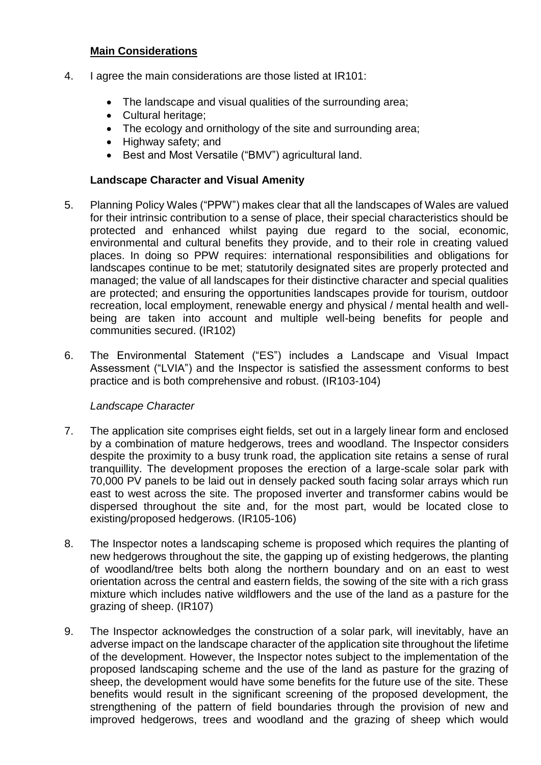## Main Considerations

4. I agree the main considerations are those listed at IR101:

    - The landscape and visual qualities of the surrounding area;
    - Cultural heritage;
    - The ecology and ornithology of the site and surrounding area;
    - Highway safety; and
    - Best and Most Versatile ("BMV") agricultural land.

### Landscape Character and Visual Amenity

5. Planning Policy Wales ("PPW") makes clear that all the landscapes of Wales are valued for their intrinsic contribution to a sense of place, their special characteristics should be protected and enhanced whilst paying due regard to the social, economic, environmental and cultural benefits they provide, and to their role in creating valued places. In doing so PPW requires: international responsibilities and obligations for landscapes continue to be met; statutorily designated sites are properly protected and managed; the value of all landscapes for their distinctive character and special qualities are protected; and ensuring the opportunities landscapes provide for tourism, outdoor recreation, local employment, renewable energy and physical / mental health and well-being are taken into account and multiple well-being benefits for people and communities secured. (IR102)

6. The Environmental Statement ("ES") includes a Landscape and Visual Impact Assessment ("LVIA") and the Inspector is satisfied the assessment conforms to best practice and is both comprehensive and robust. (IR103-104)

*Landscape Character*

7. The application site comprises eight fields, set out in a largely linear form and enclosed by a combination of mature hedgerows, trees and woodland. The Inspector considers despite the proximity to a busy trunk road, the application site retains a sense of rural tranquillity. The development proposes the erection of a large-scale solar park with 70,000 PV panels to be laid out in densely packed south facing solar arrays which run east to west across the site. The proposed inverter and transformer cabins would be dispersed throughout the site and, for the most part, would be located close to existing/proposed hedgerows. (IR105-106)

8. The Inspector notes a landscaping scheme is proposed which requires the planting of new hedgerows throughout the site, the gapping up of existing hedgerows, the planting of woodland/tree belts both along the northern boundary and on an east to west orientation across the central and eastern fields, the sowing of the site with a rich grass mixture which includes native wildflowers and the use of the land as a pasture for the grazing of sheep. (IR107)

9. The Inspector acknowledges the construction of a solar park, will inevitably, have an adverse impact on the landscape character of the application site throughout the lifetime of the development. However, the Inspector notes subject to the implementation of the proposed landscaping scheme and the use of the land as pasture for the grazing of sheep, the development would have some benefits for the future use of the site. These benefits would result in the significant screening of the proposed development, the strengthening of the pattern of field boundaries through the provision of new and improved hedgerows, trees and woodland and the grazing of sheep which would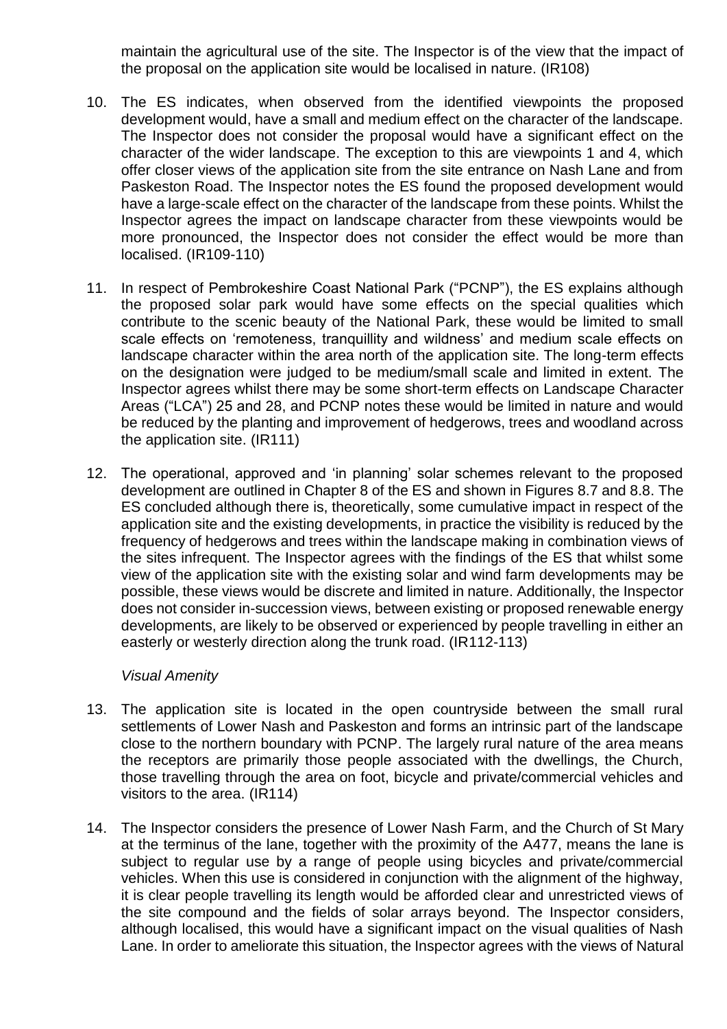maintain the agricultural use of the site. The Inspector is of the view that the impact of the proposal on the application site would be localised in nature. (IR108)

10. The ES indicates, when observed from the identified viewpoints the proposed development would, have a small and medium effect on the character of the landscape. The Inspector does not consider the proposal would have a significant effect on the character of the wider landscape. The exception to this are viewpoints 1 and 4, which offer closer views of the application site from the site entrance on Nash Lane and from Paskeston Road. The Inspector notes the ES found the proposed development would have a large-scale effect on the character of the landscape from these points. Whilst the Inspector agrees the impact on landscape character from these viewpoints would be more pronounced, the Inspector does not consider the effect would be more than localised. (IR109-110)

11. In respect of Pembrokeshire Coast National Park ("PCNP"), the ES explains although the proposed solar park would have some effects on the special qualities which contribute to the scenic beauty of the National Park, these would be limited to small scale effects on 'remoteness, tranquillity and wildness' and medium scale effects on landscape character within the area north of the application site. The long-term effects on the designation were judged to be medium/small scale and limited in extent. The Inspector agrees whilst there may be some short-term effects on Landscape Character Areas ("LCA") 25 and 28, and PCNP notes these would be limited in nature and would be reduced by the planting and improvement of hedgerows, trees and woodland across the application site. (IR111)

12. The operational, approved and 'in planning' solar schemes relevant to the proposed development are outlined in Chapter 8 of the ES and shown in Figures 8.7 and 8.8. The ES concluded although there is, theoretically, some cumulative impact in respect of the application site and the existing developments, in practice the visibility is reduced by the frequency of hedgerows and trees within the landscape making in combination views of the sites infrequent. The Inspector agrees with the findings of the ES that whilst some view of the application site with the existing solar and wind farm developments may be possible, these views would be discrete and limited in nature. Additionally, the Inspector does not consider in-succession views, between existing or proposed renewable energy developments, are likely to be observed or experienced by people travelling in either an easterly or westerly direction along the trunk road. (IR112-113)

*Visual Amenity*

13. The application site is located in the open countryside between the small rural settlements of Lower Nash and Paskeston and forms an intrinsic part of the landscape close to the northern boundary with PCNP. The largely rural nature of the area means the receptors are primarily those people associated with the dwellings, the Church, those travelling through the area on foot, bicycle and private/commercial vehicles and visitors to the area. (IR114)

14. The Inspector considers the presence of Lower Nash Farm, and the Church of St Mary at the terminus of the lane, together with the proximity of the A477, means the lane is subject to regular use by a range of people using bicycles and private/commercial vehicles. When this use is considered in conjunction with the alignment of the highway, it is clear people travelling its length would be afforded clear and unrestricted views of the site compound and the fields of solar arrays beyond. The Inspector considers, although localised, this would have a significant impact on the visual qualities of Nash Lane. In order to ameliorate this situation, the Inspector agrees with the views of Natural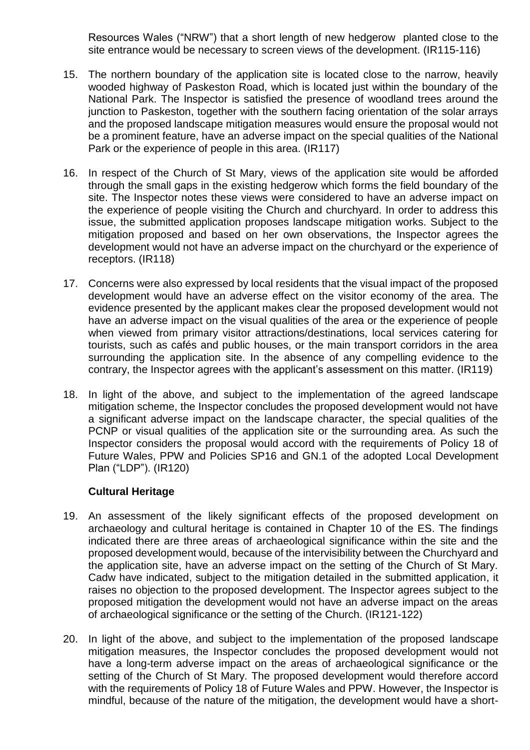Resources Wales ("NRW") that a short length of new hedgerow planted close to the site entrance would be necessary to screen views of the development. (IR115-116)

15. The northern boundary of the application site is located close to the narrow, heavily wooded highway of Paskeston Road, which is located just within the boundary of the National Park. The Inspector is satisfied the presence of woodland trees around the junction to Paskeston, together with the southern facing orientation of the solar arrays and the proposed landscape mitigation measures would ensure the proposal would not be a prominent feature, have an adverse impact on the special qualities of the National Park or the experience of people in this area. (IR117)

16. In respect of the Church of St Mary, views of the application site would be afforded through the small gaps in the existing hedgerow which forms the field boundary of the site. The Inspector notes these views were considered to have an adverse impact on the experience of people visiting the Church and churchyard. In order to address this issue, the submitted application proposes landscape mitigation works. Subject to the mitigation proposed and based on her own observations, the Inspector agrees the development would not have an adverse impact on the churchyard or the experience of receptors. (IR118)

17. Concerns were also expressed by local residents that the visual impact of the proposed development would have an adverse effect on the visitor economy of the area. The evidence presented by the applicant makes clear the proposed development would not have an adverse impact on the visual qualities of the area or the experience of people when viewed from primary visitor attractions/destinations, local services catering for tourists, such as cafés and public houses, or the main transport corridors in the area surrounding the application site. In the absence of any compelling evidence to the contrary, the Inspector agrees with the applicant's assessment on this matter. (IR119)

18. In light of the above, and subject to the implementation of the agreed landscape mitigation scheme, the Inspector concludes the proposed development would not have a significant adverse impact on the landscape character, the special qualities of the PCNP or visual qualities of the application site or the surrounding area. As such the Inspector considers the proposal would accord with the requirements of Policy 18 of Future Wales, PPW and Policies SP16 and GN.1 of the adopted Local Development Plan ("LDP"). (IR120)

**Cultural Heritage**

19. An assessment of the likely significant effects of the proposed development on archaeology and cultural heritage is contained in Chapter 10 of the ES. The findings indicated there are three areas of archaeological significance within the site and the proposed development would, because of the intervisibility between the Churchyard and the application site, have an adverse impact on the setting of the Church of St Mary. Cadw have indicated, subject to the mitigation detailed in the submitted application, it raises no objection to the proposed development. The Inspector agrees subject to the proposed mitigation the development would not have an adverse impact on the areas of archaeological significance or the setting of the Church. (IR121-122)

20. In light of the above, and subject to the implementation of the proposed landscape mitigation measures, the Inspector concludes the proposed development would not have a long-term adverse impact on the areas of archaeological significance or the setting of the Church of St Mary. The proposed development would therefore accord with the requirements of Policy 18 of Future Wales and PPW. However, the Inspector is mindful, because of the nature of the mitigation, the development would have a short-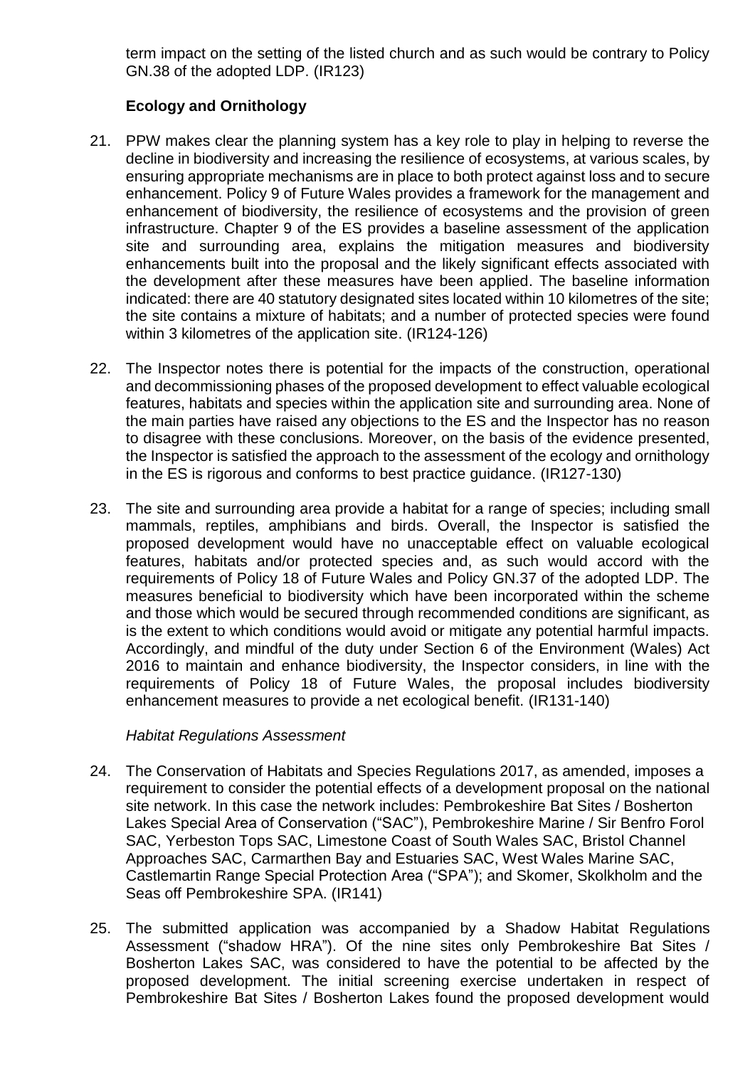term impact on the setting of the listed church and as such would be contrary to Policy GN.38 of the adopted LDP. (IR123)

### Ecology and Ornithology

21. PPW makes clear the planning system has a key role to play in helping to reverse the decline in biodiversity and increasing the resilience of ecosystems, at various scales, by ensuring appropriate mechanisms are in place to both protect against loss and to secure enhancement. Policy 9 of Future Wales provides a framework for the management and enhancement of biodiversity, the resilience of ecosystems and the provision of green infrastructure. Chapter 9 of the ES provides a baseline assessment of the application site and surrounding area, explains the mitigation measures and biodiversity enhancements built into the proposal and the likely significant effects associated with the development after these measures have been applied. The baseline information indicated: there are 40 statutory designated sites located within 10 kilometres of the site; the site contains a mixture of habitats; and a number of protected species were found within 3 kilometres of the application site. (IR124-126)

22. The Inspector notes there is potential for the impacts of the construction, operational and decommissioning phases of the proposed development to effect valuable ecological features, habitats and species within the application site and surrounding area. None of the main parties have raised any objections to the ES and the Inspector has no reason to disagree with these conclusions. Moreover, on the basis of the evidence presented, the Inspector is satisfied the approach to the assessment of the ecology and ornithology in the ES is rigorous and conforms to best practice guidance. (IR127-130)

23. The site and surrounding area provide a habitat for a range of species; including small mammals, reptiles, amphibians and birds. Overall, the Inspector is satisfied the proposed development would have no unacceptable effect on valuable ecological features, habitats and/or protected species and, as such would accord with the requirements of Policy 18 of Future Wales and Policy GN.37 of the adopted LDP. The measures beneficial to biodiversity which have been incorporated within the scheme and those which would be secured through recommended conditions are significant, as is the extent to which conditions would avoid or mitigate any potential harmful impacts. Accordingly, and mindful of the duty under Section 6 of the Environment (Wales) Act 2016 to maintain and enhance biodiversity, the Inspector considers, in line with the requirements of Policy 18 of Future Wales, the proposal includes biodiversity enhancement measures to provide a net ecological benefit. (IR131-140)

*Habitat Regulations Assessment*

24. The Conservation of Habitats and Species Regulations 2017, as amended, imposes a requirement to consider the potential effects of a development proposal on the national site network. In this case the network includes: Pembrokeshire Bat Sites / Bosherton Lakes Special Area of Conservation ("SAC"), Pembrokeshire Marine / Sir Benfro Forol SAC, Yerbeston Tops SAC, Limestone Coast of South Wales SAC, Bristol Channel Approaches SAC, Carmarthen Bay and Estuaries SAC, West Wales Marine SAC, Castlemartin Range Special Protection Area ("SPA"); and Skomer, Skolkholm and the Seas off Pembrokeshire SPA. (IR141)

25. The submitted application was accompanied by a Shadow Habitat Regulations Assessment ("shadow HRA"). Of the nine sites only Pembrokeshire Bat Sites / Bosherton Lakes SAC, was considered to have the potential to be affected by the proposed development. The initial screening exercise undertaken in respect of Pembrokeshire Bat Sites / Bosherton Lakes found the proposed development would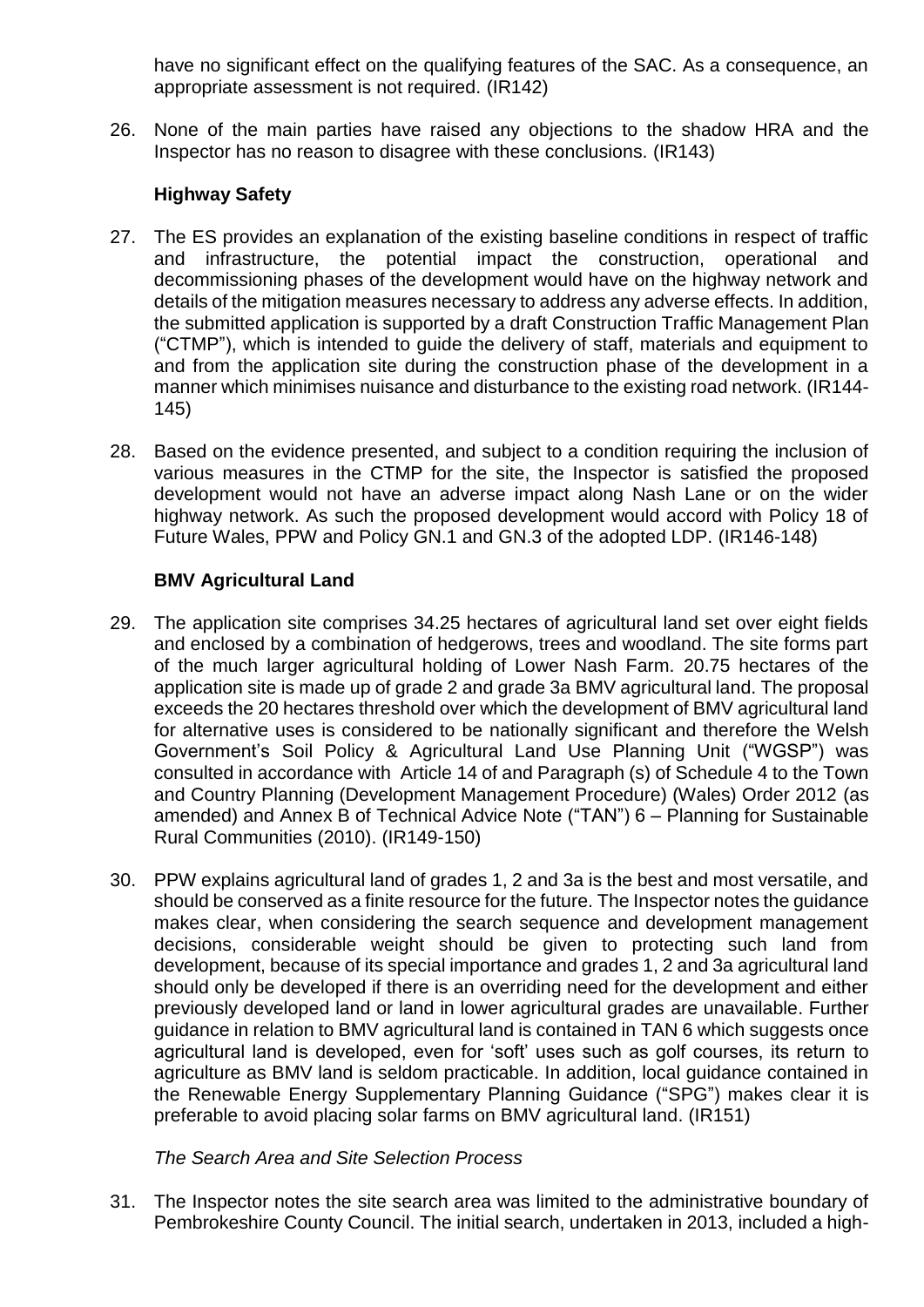have no significant effect on the qualifying features of the SAC. As a consequence, an appropriate assessment is not required. (IR142)

26. None of the main parties have raised any objections to the shadow HRA and the Inspector has no reason to disagree with these conclusions. (IR143)

**Highway Safety**

27. The ES provides an explanation of the existing baseline conditions in respect of traffic and infrastructure, the potential impact the construction, operational and decommissioning phases of the development would have on the highway network and details of the mitigation measures necessary to address any adverse effects. In addition, the submitted application is supported by a draft Construction Traffic Management Plan ("CTMP"), which is intended to guide the delivery of staff, materials and equipment to and from the application site during the construction phase of the development in a manner which minimises nuisance and disturbance to the existing road network. (IR144-145)

28. Based on the evidence presented, and subject to a condition requiring the inclusion of various measures in the CTMP for the site, the Inspector is satisfied the proposed development would not have an adverse impact along Nash Lane or on the wider highway network. As such the proposed development would accord with Policy 18 of Future Wales, PPW and Policy GN.1 and GN.3 of the adopted LDP. (IR146-148)

**BMV Agricultural Land**

29. The application site comprises 34.25 hectares of agricultural land set over eight fields and enclosed by a combination of hedgerows, trees and woodland. The site forms part of the much larger agricultural holding of Lower Nash Farm. 20.75 hectares of the application site is made up of grade 2 and grade 3a BMV agricultural land. The proposal exceeds the 20 hectares threshold over which the development of BMV agricultural land for alternative uses is considered to be nationally significant and therefore the Welsh Government's Soil Policy & Agricultural Land Use Planning Unit ("WGSP") was consulted in accordance with Article 14 of and Paragraph (s) of Schedule 4 to the Town and Country Planning (Development Management Procedure) (Wales) Order 2012 (as amended) and Annex B of Technical Advice Note ("TAN") 6 – Planning for Sustainable Rural Communities (2010). (IR149-150)

30. PPW explains agricultural land of grades 1, 2 and 3a is the best and most versatile, and should be conserved as a finite resource for the future. The Inspector notes the guidance makes clear, when considering the search sequence and development management decisions, considerable weight should be given to protecting such land from development, because of its special importance and grades 1, 2 and 3a agricultural land should only be developed if there is an overriding need for the development and either previously developed land or land in lower agricultural grades are unavailable. Further guidance in relation to BMV agricultural land is contained in TAN 6 which suggests once agricultural land is developed, even for 'soft' uses such as golf courses, its return to agriculture as BMV land is seldom practicable. In addition, local guidance contained in the Renewable Energy Supplementary Planning Guidance ("SPG") makes clear it is preferable to avoid placing solar farms on BMV agricultural land. (IR151)

*The Search Area and Site Selection Process*

31. The Inspector notes the site search area was limited to the administrative boundary of Pembrokeshire County Council. The initial search, undertaken in 2013, included a high-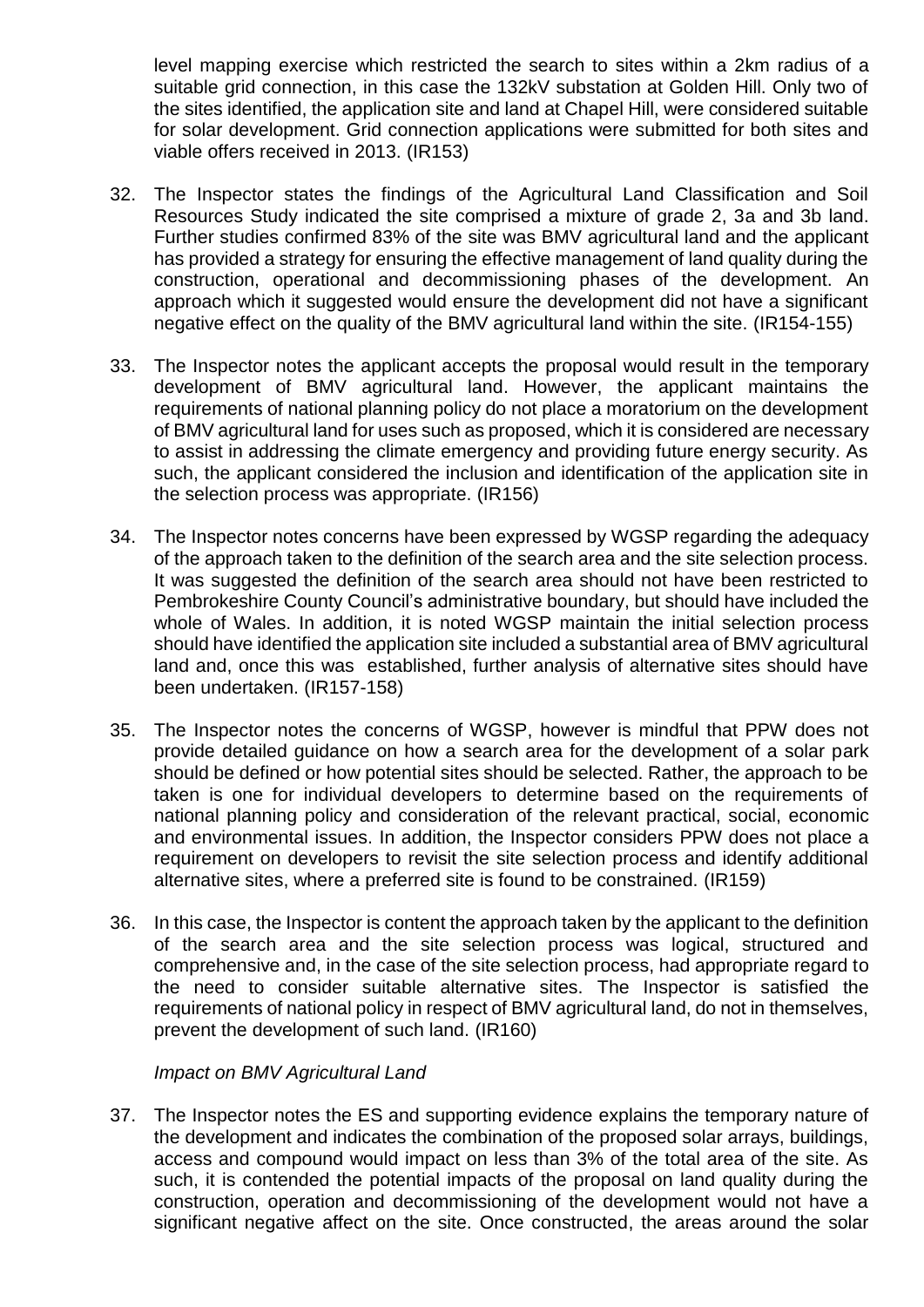level mapping exercise which restricted the search to sites within a 2km radius of a suitable grid connection, in this case the 132kV substation at Golden Hill. Only two of the sites identified, the application site and land at Chapel Hill, were considered suitable for solar development. Grid connection applications were submitted for both sites and viable offers received in 2013. (IR153)

32. The Inspector states the findings of the Agricultural Land Classification and Soil Resources Study indicated the site comprised a mixture of grade 2, 3a and 3b land. Further studies confirmed 83% of the site was BMV agricultural land and the applicant has provided a strategy for ensuring the effective management of land quality during the construction, operational and decommissioning phases of the development. An approach which it suggested would ensure the development did not have a significant negative effect on the quality of the BMV agricultural land within the site. (IR154-155)

33. The Inspector notes the applicant accepts the proposal would result in the temporary development of BMV agricultural land. However, the applicant maintains the requirements of national planning policy do not place a moratorium on the development of BMV agricultural land for uses such as proposed, which it is considered are necessary to assist in addressing the climate emergency and providing future energy security. As such, the applicant considered the inclusion and identification of the application site in the selection process was appropriate. (IR156)

34. The Inspector notes concerns have been expressed by WGSP regarding the adequacy of the approach taken to the definition of the search area and the site selection process. It was suggested the definition of the search area should not have been restricted to Pembrokeshire County Council's administrative boundary, but should have included the whole of Wales. In addition, it is noted WGSP maintain the initial selection process should have identified the application site included a substantial area of BMV agricultural land and, once this was established, further analysis of alternative sites should have been undertaken. (IR157-158)

35. The Inspector notes the concerns of WGSP, however is mindful that PPW does not provide detailed guidance on how a search area for the development of a solar park should be defined or how potential sites should be selected. Rather, the approach to be taken is one for individual developers to determine based on the requirements of national planning policy and consideration of the relevant practical, social, economic and environmental issues. In addition, the Inspector considers PPW does not place a requirement on developers to revisit the site selection process and identify additional alternative sites, where a preferred site is found to be constrained. (IR159)

36. In this case, the Inspector is content the approach taken by the applicant to the definition of the search area and the site selection process was logical, structured and comprehensive and, in the case of the site selection process, had appropriate regard to the need to consider suitable alternative sites. The Inspector is satisfied the requirements of national policy in respect of BMV agricultural land, do not in themselves, prevent the development of such land. (IR160)

*Impact on BMV Agricultural Land*

37. The Inspector notes the ES and supporting evidence explains the temporary nature of the development and indicates the combination of the proposed solar arrays, buildings, access and compound would impact on less than 3% of the total area of the site. As such, it is contended the potential impacts of the proposal on land quality during the construction, operation and decommissioning of the development would not have a significant negative affect on the site. Once constructed, the areas around the solar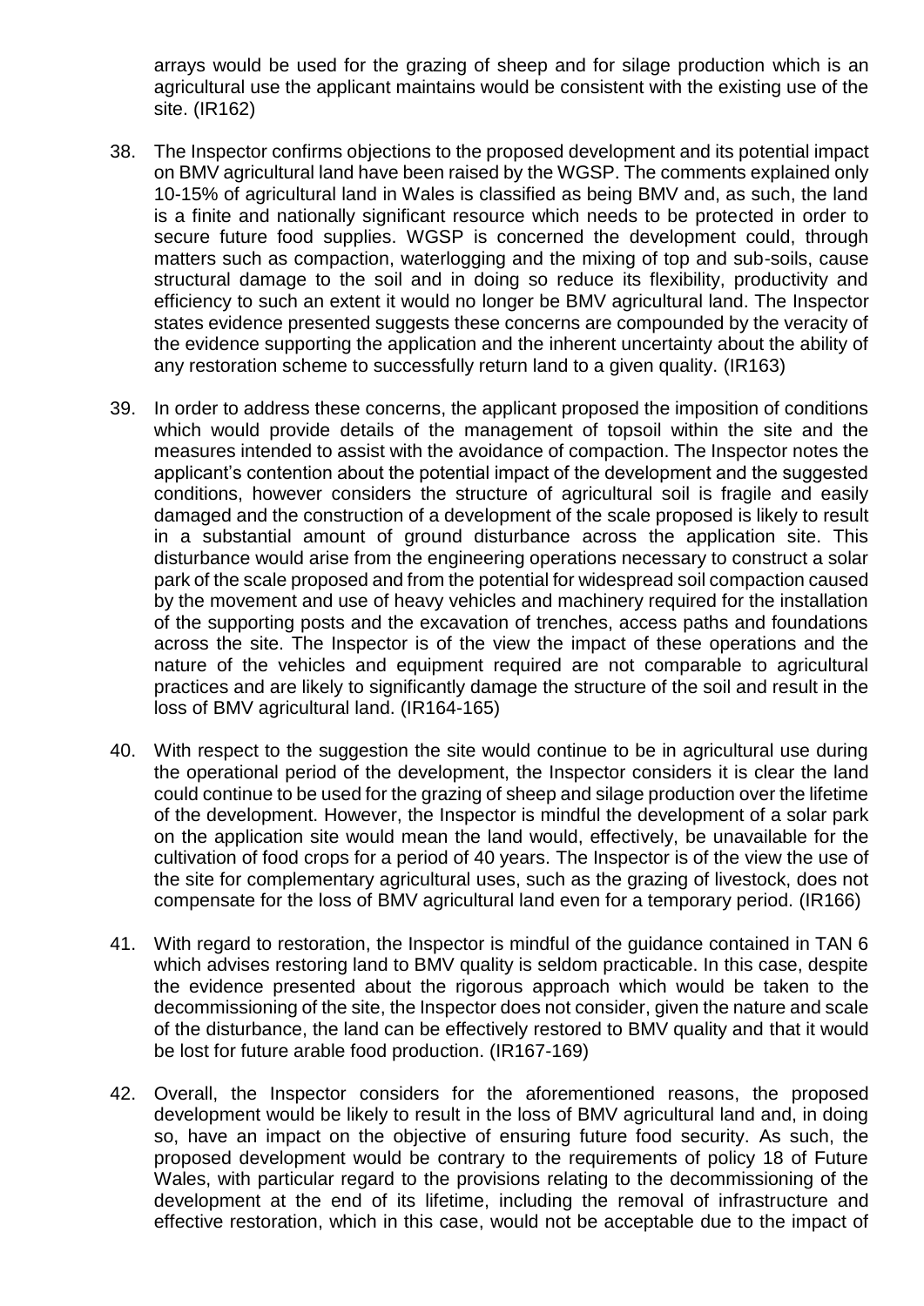arrays would be used for the grazing of sheep and for silage production which is an agricultural use the applicant maintains would be consistent with the existing use of the site. (IR162)

38. The Inspector confirms objections to the proposed development and its potential impact on BMV agricultural land have been raised by the WGSP. The comments explained only 10-15% of agricultural land in Wales is classified as being BMV and, as such, the land is a finite and nationally significant resource which needs to be protected in order to secure future food supplies. WGSP is concerned the development could, through matters such as compaction, waterlogging and the mixing of top and sub-soils, cause structural damage to the soil and in doing so reduce its flexibility, productivity and efficiency to such an extent it would no longer be BMV agricultural land. The Inspector states evidence presented suggests these concerns are compounded by the veracity of the evidence supporting the application and the inherent uncertainty about the ability of any restoration scheme to successfully return land to a given quality. (IR163)

39. In order to address these concerns, the applicant proposed the imposition of conditions which would provide details of the management of topsoil within the site and the measures intended to assist with the avoidance of compaction. The Inspector notes the applicant's contention about the potential impact of the development and the suggested conditions, however considers the structure of agricultural soil is fragile and easily damaged and the construction of a development of the scale proposed is likely to result in a substantial amount of ground disturbance across the application site. This disturbance would arise from the engineering operations necessary to construct a solar park of the scale proposed and from the potential for widespread soil compaction caused by the movement and use of heavy vehicles and machinery required for the installation of the supporting posts and the excavation of trenches, access paths and foundations across the site. The Inspector is of the view the impact of these operations and the nature of the vehicles and equipment required are not comparable to agricultural practices and are likely to significantly damage the structure of the soil and result in the loss of BMV agricultural land. (IR164-165)

40. With respect to the suggestion the site would continue to be in agricultural use during the operational period of the development, the Inspector considers it is clear the land could continue to be used for the grazing of sheep and silage production over the lifetime of the development. However, the Inspector is mindful the development of a solar park on the application site would mean the land would, effectively, be unavailable for the cultivation of food crops for a period of 40 years. The Inspector is of the view the use of the site for complementary agricultural uses, such as the grazing of livestock, does not compensate for the loss of BMV agricultural land even for a temporary period. (IR166)

41. With regard to restoration, the Inspector is mindful of the guidance contained in TAN 6 which advises restoring land to BMV quality is seldom practicable. In this case, despite the evidence presented about the rigorous approach which would be taken to the decommissioning of the site, the Inspector does not consider, given the nature and scale of the disturbance, the land can be effectively restored to BMV quality and that it would be lost for future arable food production. (IR167-169)

42. Overall, the Inspector considers for the aforementioned reasons, the proposed development would be likely to result in the loss of BMV agricultural land and, in doing so, have an impact on the objective of ensuring future food security. As such, the proposed development would be contrary to the requirements of policy 18 of Future Wales, with particular regard to the provisions relating to the decommissioning of the development at the end of its lifetime, including the removal of infrastructure and effective restoration, which in this case, would not be acceptable due to the impact of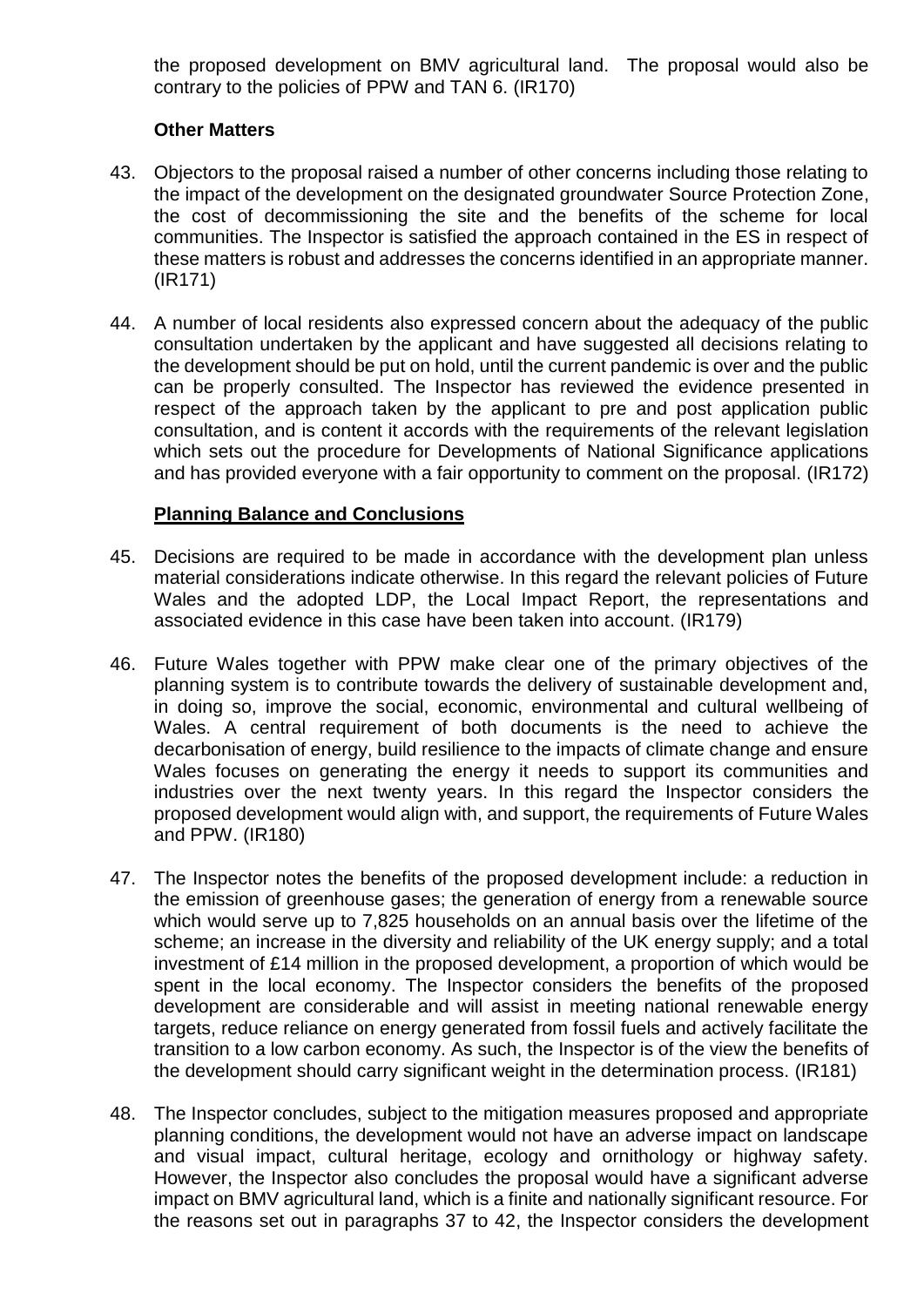the proposed development on BMV agricultural land. The proposal would also be contrary to the policies of PPW and TAN 6. (IR170)

**Other Matters**

43. Objectors to the proposal raised a number of other concerns including those relating to the impact of the development on the designated groundwater Source Protection Zone, the cost of decommissioning the site and the benefits of the scheme for local communities. The Inspector is satisfied the approach contained in the ES in respect of these matters is robust and addresses the concerns identified in an appropriate manner. (IR171)

44. A number of local residents also expressed concern about the adequacy of the public consultation undertaken by the applicant and have suggested all decisions relating to the development should be put on hold, until the current pandemic is over and the public can be properly consulted. The Inspector has reviewed the evidence presented in respect of the approach taken by the applicant to pre and post application public consultation, and is content it accords with the requirements of the relevant legislation which sets out the procedure for Developments of National Significance applications and has provided everyone with a fair opportunity to comment on the proposal. (IR172)

**Planning Balance and Conclusions**

45. Decisions are required to be made in accordance with the development plan unless material considerations indicate otherwise. In this regard the relevant policies of Future Wales and the adopted LDP, the Local Impact Report, the representations and associated evidence in this case have been taken into account. (IR179)

46. Future Wales together with PPW make clear one of the primary objectives of the planning system is to contribute towards the delivery of sustainable development and, in doing so, improve the social, economic, environmental and cultural wellbeing of Wales. A central requirement of both documents is the need to achieve the decarbonisation of energy, build resilience to the impacts of climate change and ensure Wales focuses on generating the energy it needs to support its communities and industries over the next twenty years. In this regard the Inspector considers the proposed development would align with, and support, the requirements of Future Wales and PPW. (IR180)

47. The Inspector notes the benefits of the proposed development include: a reduction in the emission of greenhouse gases; the generation of energy from a renewable source which would serve up to 7,825 households on an annual basis over the lifetime of the scheme; an increase in the diversity and reliability of the UK energy supply; and a total investment of £14 million in the proposed development, a proportion of which would be spent in the local economy. The Inspector considers the benefits of the proposed development are considerable and will assist in meeting national renewable energy targets, reduce reliance on energy generated from fossil fuels and actively facilitate the transition to a low carbon economy. As such, the Inspector is of the view the benefits of the development should carry significant weight in the determination process. (IR181)

48. The Inspector concludes, subject to the mitigation measures proposed and appropriate planning conditions, the development would not have an adverse impact on landscape and visual impact, cultural heritage, ecology and ornithology or highway safety. However, the Inspector also concludes the proposal would have a significant adverse impact on BMV agricultural land, which is a finite and nationally significant resource. For the reasons set out in paragraphs 37 to 42, the Inspector considers the development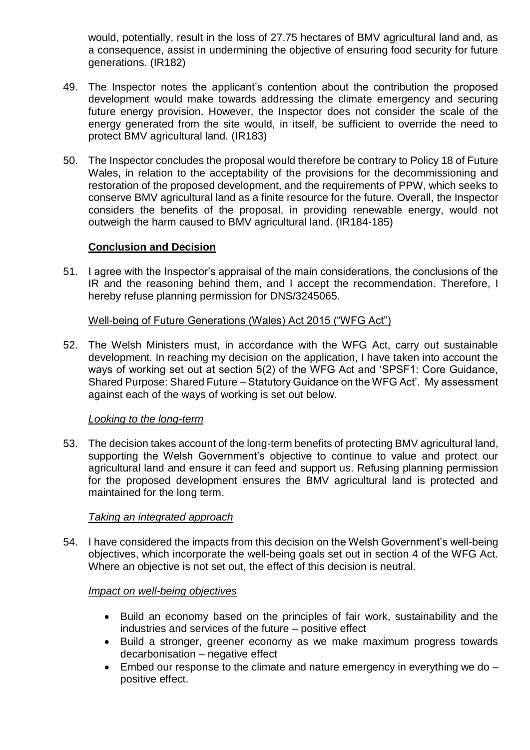would, potentially, result in the loss of 27.75 hectares of BMV agricultural land and, as a consequence, assist in undermining the objective of ensuring food security for future generations. (IR182)

49. The Inspector notes the applicant's contention about the contribution the proposed development would make towards addressing the climate emergency and securing future energy provision. However, the Inspector does not consider the scale of the energy generated from the site would, in itself, be sufficient to override the need to protect BMV agricultural land. (IR183)

50. The Inspector concludes the proposal would therefore be contrary to Policy 18 of Future Wales, in relation to the acceptability of the provisions for the decommissioning and restoration of the proposed development, and the requirements of PPW, which seeks to conserve BMV agricultural land as a finite resource for the future. Overall, the Inspector considers the benefits of the proposal, in providing renewable energy, would not outweigh the harm caused to BMV agricultural land. (IR184-185)

## **Conclusion and Decision**

51. I agree with the Inspector's appraisal of the main considerations, the conclusions of the IR and the reasoning behind them, and I accept the recommendation. Therefore, I hereby refuse planning permission for DNS/3245065.

<u>Well-being of Future Generations (Wales) Act 2015 ("WFG Act")</u>

52. The Welsh Ministers must, in accordance with the WFG Act, carry out sustainable development. In reaching my decision on the application, I have taken into account the ways of working set out at section 5(2) of the WFG Act and 'SPSF1: Core Guidance, Shared Purpose: Shared Future – Statutory Guidance on the WFG Act'. My assessment against each of the ways of working is set out below.

*<u>Looking to the long-term</u>*

53. The decision takes account of the long-term benefits of protecting BMV agricultural land, supporting the Welsh Government's objective to continue to value and protect our agricultural land and ensure it can feed and support us. Refusing planning permission for the proposed development ensures the BMV agricultural land is protected and maintained for the long term.

*<u>Taking an integrated approach</u>*

54. I have considered the impacts from this decision on the Welsh Government's well-being objectives, which incorporate the well-being goals set out in section 4 of the WFG Act. Where an objective is not set out, the effect of this decision is neutral.

*<u>Impact on well-being objectives</u>*

- Build an economy based on the principles of fair work, sustainability and the industries and services of the future – positive effect
- Build a stronger, greener economy as we make maximum progress towards decarbonisation – negative effect
- Embed our response to the climate and nature emergency in everything we do – positive effect.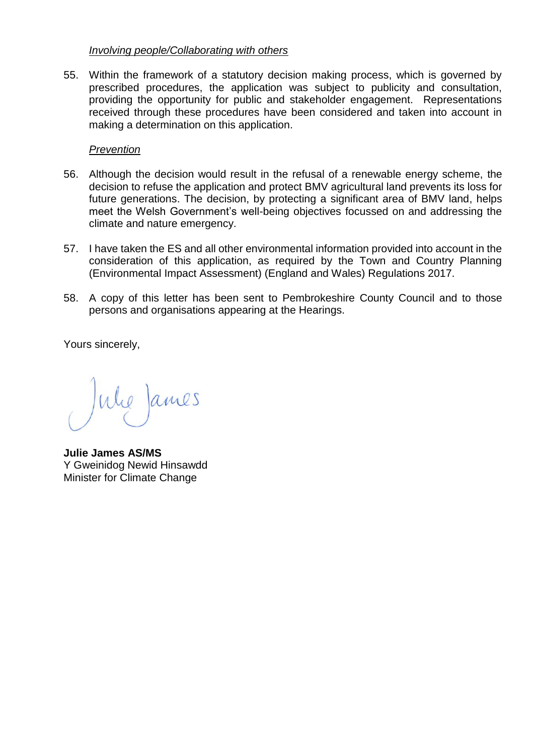*<u>Involving people/Collaborating with others</u>*

55. Within the framework of a statutory decision making process, which is governed by prescribed procedures, the application was subject to publicity and consultation, providing the opportunity for public and stakeholder engagement. Representations received through these procedures have been considered and taken into account in making a determination on this application.

*<u>Prevention</u>*

56. Although the decision would result in the refusal of a renewable energy scheme, the decision to refuse the application and protect BMV agricultural land prevents its loss for future generations. The decision, by protecting a significant area of BMV land, helps meet the Welsh Government's well-being objectives focussed on and addressing the climate and nature emergency.

57. I have taken the ES and all other environmental information provided into account in the consideration of this application, as required by the Town and Country Planning (Environmental Impact Assessment) (England and Wales) Regulations 2017.

58. A copy of this letter has been sent to Pembrokeshire County Council and to those persons and organisations appearing at the Hearings.

Yours sincerely,

Julie James

**Julie James AS/MS**
Y Gweinidog Newid Hinsawdd
Minister for Climate Change